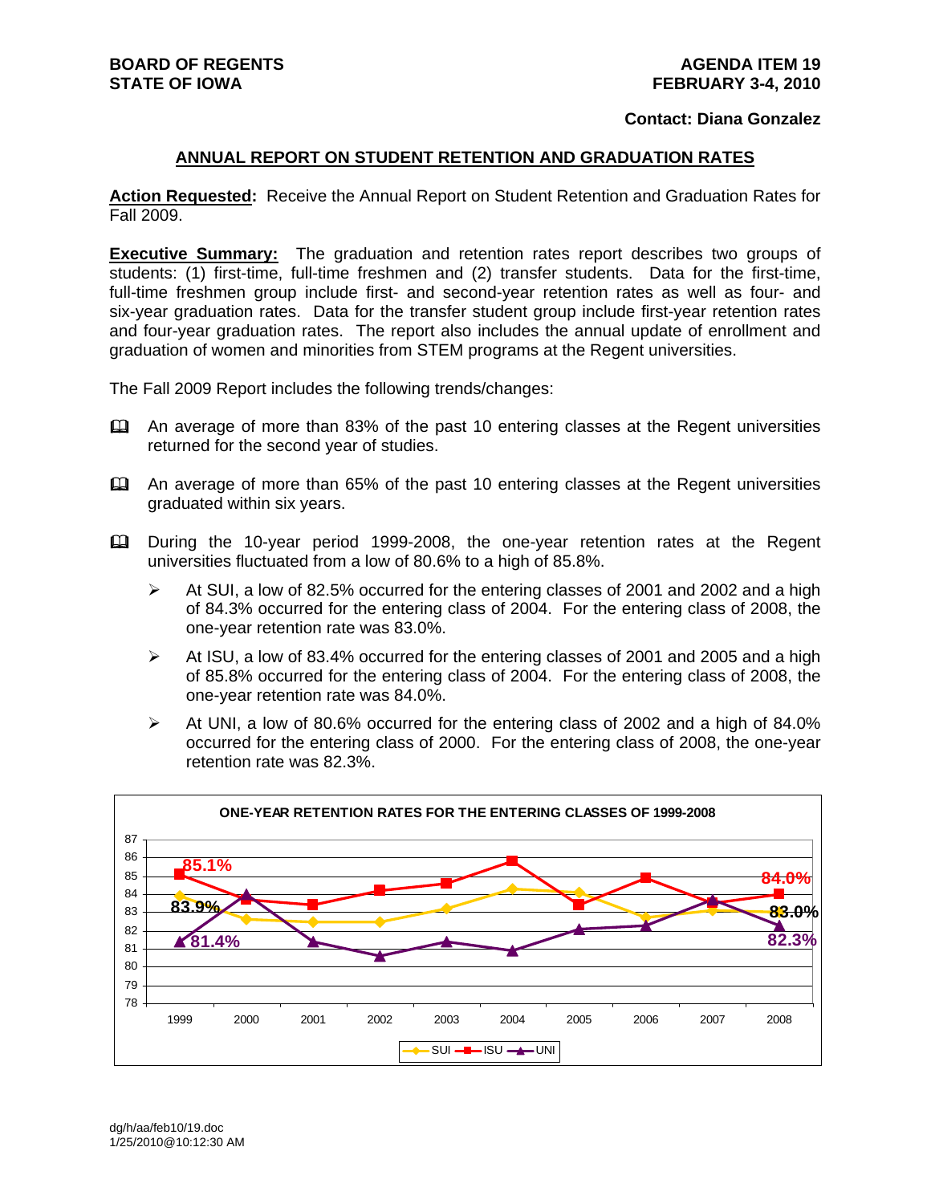**BOARD OF REGENTS**
**STATE OF IOWA**

**AGENDA ITEM 19**
**FEBRUARY 3-4, 2010**

**Contact: Diana Gonzalez**

## ANNUAL REPORT ON STUDENT RETENTION AND GRADUATION RATES

**Action Requested:** Receive the Annual Report on Student Retention and Graduation Rates for Fall 2009.

**Executive Summary:** The graduation and retention rates report describes two groups of students: (1) first-time, full-time freshmen and (2) transfer students. Data for the first-time, full-time freshmen group include first- and second-year retention rates as well as four- and six-year graduation rates. Data for the transfer student group include first-year retention rates and four-year graduation rates. The report also includes the annual update of enrollment and graduation of women and minorities from STEM programs at the Regent universities.

The Fall 2009 Report includes the following trends/changes:

- An average of more than 83% of the past 10 entering classes at the Regent universities returned for the second year of studies.
- An average of more than 65% of the past 10 entering classes at the Regent universities graduated within six years.
- During the 10-year period 1999-2008, the one-year retention rates at the Regent universities fluctuated from a low of 80.6% to a high of 85.8%.
  - At SUI, a low of 82.5% occurred for the entering classes of 2001 and 2002 and a high of 84.3% occurred for the entering class of 2004. For the entering class of 2008, the one-year retention rate was 83.0%.
  - At ISU, a low of 83.4% occurred for the entering classes of 2001 and 2005 and a high of 85.8% occurred for the entering class of 2004. For the entering class of 2008, the one-year retention rate was 84.0%.
  - At UNI, a low of 80.6% occurred for the entering class of 2002 and a high of 84.0% occurred for the entering class of 2000. For the entering class of 2008, the one-year retention rate was 82.3%.

**ONE-YEAR RETENTION RATES FOR THE ENTERING CLASSES OF 1999-2008**

(Chart labels: SUI 83.9% (1999), 83.0% (2008); ISU 85.1% (1999), 84.0% (2008); UNI 81.4% (1999), 82.3% (2008). Legend: SUI, ISU, UNI)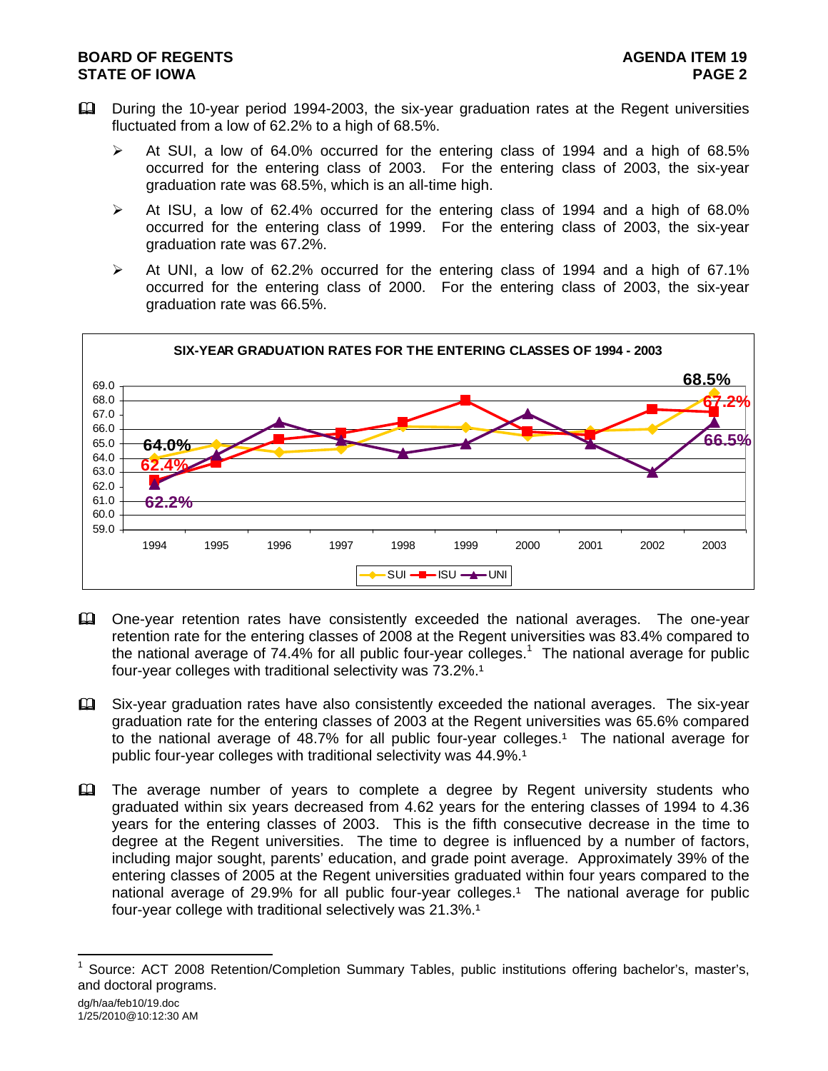- During the 10-year period 1994-2003, the six-year graduation rates at the Regent universities fluctuated from a low of 62.2% to a high of 68.5%.
  - At SUI, a low of 64.0% occurred for the entering class of 1994 and a high of 68.5% occurred for the entering class of 2003. For the entering class of 2003, the six-year graduation rate was 68.5%, which is an all-time high.
  - At ISU, a low of 62.4% occurred for the entering class of 1994 and a high of 68.0% occurred for the entering class of 1999. For the entering class of 2003, the six-year graduation rate was 67.2%.
  - At UNI, a low of 62.2% occurred for the entering class of 1994 and a high of 67.1% occurred for the entering class of 2000. For the entering class of 2003, the six-year graduation rate was 66.5%.

**SIX-YEAR GRADUATION RATES FOR THE ENTERING CLASSES OF 1994 - 2003**

- One-year retention rates have consistently exceeded the national averages. The one-year retention rate for the entering classes of 2008 at the Regent universities was 83.4% compared to the national average of 74.4% for all public four-year colleges.[1] The national average for public four-year colleges with traditional selectivity was 73.2%.[1]

- Six-year graduation rates have also consistently exceeded the national averages. The six-year graduation rate for the entering classes of 2003 at the Regent universities was 65.6% compared to the national average of 48.7% for all public four-year colleges.[1] The national average for public four-year colleges with traditional selectivity was 44.9%.[1]

- The average number of years to complete a degree by Regent university students who graduated within six years decreased from 4.62 years for the entering classes of 1994 to 4.36 years for the entering classes of 2003. This is the fifth consecutive decrease in the time to degree at the Regent universities. The time to degree is influenced by a number of factors, including major sought, parents' education, and grade point average. Approximately 39% of the entering classes of 2005 at the Regent universities graduated within four years compared to the national average of 29.9% for all public four-year colleges.[1] The national average for public four-year college with traditional selectively was 21.3%.[1]

---

[1] Source: ACT 2008 Retention/Completion Summary Tables, public institutions offering bachelor's, master's, and doctoral programs.

dg/h/aa/feb10/19.doc
1/25/2010@10:12:30 AM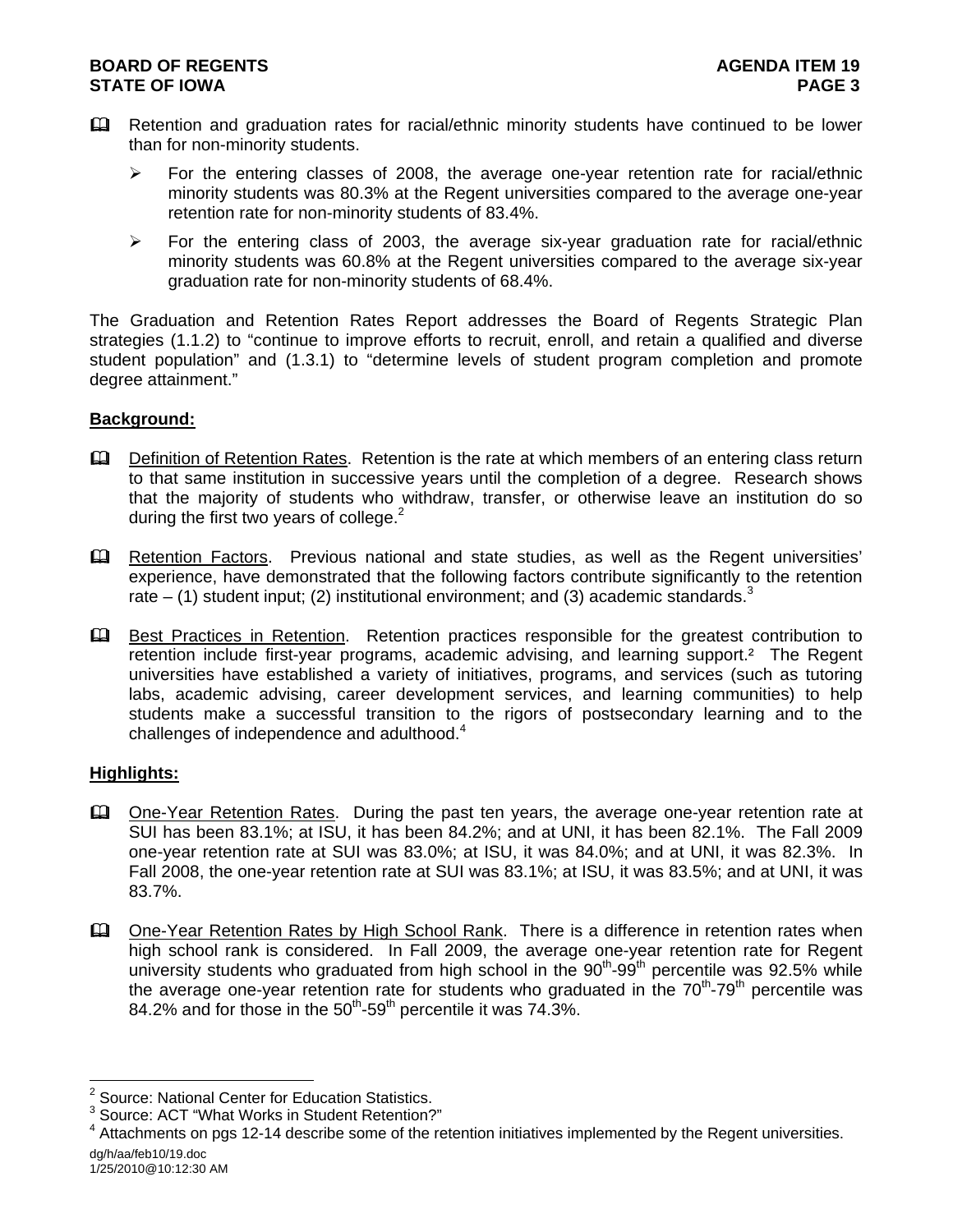- Retention and graduation rates for racial/ethnic minority students have continued to be lower than for non-minority students.
  - For the entering classes of 2008, the average one-year retention rate for racial/ethnic minority students was 80.3% at the Regent universities compared to the average one-year retention rate for non-minority students of 83.4%.
  - For the entering class of 2003, the average six-year graduation rate for racial/ethnic minority students was 60.8% at the Regent universities compared to the average six-year graduation rate for non-minority students of 68.4%.

The Graduation and Retention Rates Report addresses the Board of Regents Strategic Plan strategies (1.1.2) to "continue to improve efforts to recruit, enroll, and retain a qualified and diverse student population" and (1.3.1) to "determine levels of student program completion and promote degree attainment."

**Background:**

- Definition of Retention Rates. Retention is the rate at which members of an entering class return to that same institution in successive years until the completion of a degree. Research shows that the majority of students who withdraw, transfer, or otherwise leave an institution do so during the first two years of college.[2]

- Retention Factors. Previous national and state studies, as well as the Regent universities' experience, have demonstrated that the following factors contribute significantly to the retention rate – (1) student input; (2) institutional environment; and (3) academic standards.[3]

- Best Practices in Retention. Retention practices responsible for the greatest contribution to retention include first-year programs, academic advising, and learning support.[2] The Regent universities have established a variety of initiatives, programs, and services (such as tutoring labs, academic advising, career development services, and learning communities) to help students make a successful transition to the rigors of postsecondary learning and to the challenges of independence and adulthood.[4]

**Highlights:**

- One-Year Retention Rates. During the past ten years, the average one-year retention rate at SUI has been 83.1%; at ISU, it has been 84.2%; and at UNI, it has been 82.1%. The Fall 2009 one-year retention rate at SUI was 83.0%; at ISU, it was 84.0%; and at UNI, it was 82.3%. In Fall 2008, the one-year retention rate at SUI was 83.1%; at ISU, it was 83.5%; and at UNI, it was 83.7%.

- One-Year Retention Rates by High School Rank. There is a difference in retention rates when high school rank is considered. In Fall 2009, the average one-year retention rate for Regent university students who graduated from high school in the 90th-99th percentile was 92.5% while the average one-year retention rate for students who graduated in the 70th-79th percentile was 84.2% and for those in the 50th-59th percentile it was 74.3%.

---

[2] Source: National Center for Education Statistics.
[3] Source: ACT "What Works in Student Retention?"
[4] Attachments on pgs 12-14 describe some of the retention initiatives implemented by the Regent universities.

dg/h/aa/feb10/19.doc
1/25/2010@10:12:30 AM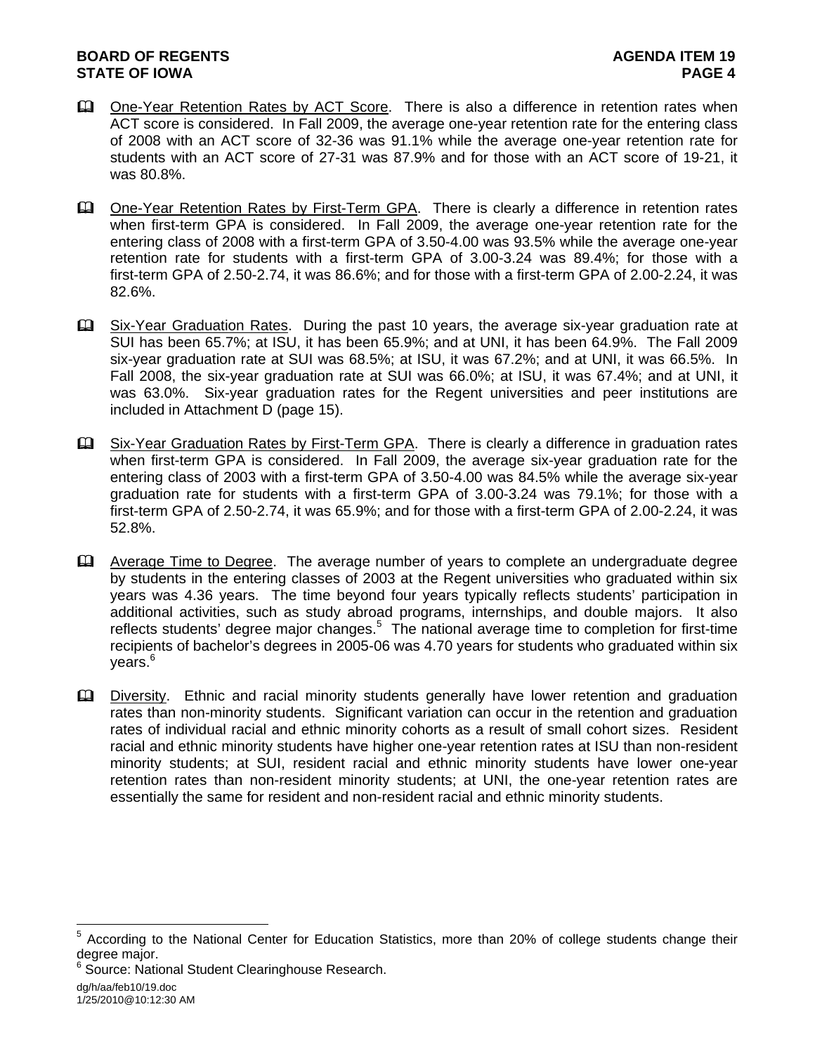- One-Year Retention Rates by ACT Score. There is also a difference in retention rates when ACT score is considered. In Fall 2009, the average one-year retention rate for the entering class of 2008 with an ACT score of 32-36 was 91.1% while the average one-year retention rate for students with an ACT score of 27-31 was 87.9% and for those with an ACT score of 19-21, it was 80.8%.

- One-Year Retention Rates by First-Term GPA. There is clearly a difference in retention rates when first-term GPA is considered. In Fall 2009, the average one-year retention rate for the entering class of 2008 with a first-term GPA of 3.50-4.00 was 93.5% while the average one-year retention rate for students with a first-term GPA of 3.00-3.24 was 89.4%; for those with a first-term GPA of 2.50-2.74, it was 86.6%; and for those with a first-term GPA of 2.00-2.24, it was 82.6%.

- Six-Year Graduation Rates. During the past 10 years, the average six-year graduation rate at SUI has been 65.7%; at ISU, it has been 65.9%; and at UNI, it has been 64.9%. The Fall 2009 six-year graduation rate at SUI was 68.5%; at ISU, it was 67.2%; and at UNI, it was 66.5%. In Fall 2008, the six-year graduation rate at SUI was 66.0%; at ISU, it was 67.4%; and at UNI, it was 63.0%. Six-year graduation rates for the Regent universities and peer institutions are included in Attachment D (page 15).

- Six-Year Graduation Rates by First-Term GPA. There is clearly a difference in graduation rates when first-term GPA is considered. In Fall 2009, the average six-year graduation rate for the entering class of 2003 with a first-term GPA of 3.50-4.00 was 84.5% while the average six-year graduation rate for students with a first-term GPA of 3.00-3.24 was 79.1%; for those with a first-term GPA of 2.50-2.74, it was 65.9%; and for those with a first-term GPA of 2.00-2.24, it was 52.8%.

- Average Time to Degree. The average number of years to complete an undergraduate degree by students in the entering classes of 2003 at the Regent universities who graduated within six years was 4.36 years. The time beyond four years typically reflects students' participation in additional activities, such as study abroad programs, internships, and double majors. It also reflects students' degree major changes.[5] The national average time to completion for first-time recipients of bachelor's degrees in 2005-06 was 4.70 years for students who graduated within six years.[6]

- Diversity. Ethnic and racial minority students generally have lower retention and graduation rates than non-minority students. Significant variation can occur in the retention and graduation rates of individual racial and ethnic minority cohorts as a result of small cohort sizes. Resident racial and ethnic minority students have higher one-year retention rates at ISU than non-resident minority students; at SUI, resident racial and ethnic minority students have lower one-year retention rates than non-resident minority students; at UNI, the one-year retention rates are essentially the same for resident and non-resident racial and ethnic minority students.

---

[5] According to the National Center for Education Statistics, more than 20% of college students change their degree major.

[6] Source: National Student Clearinghouse Research.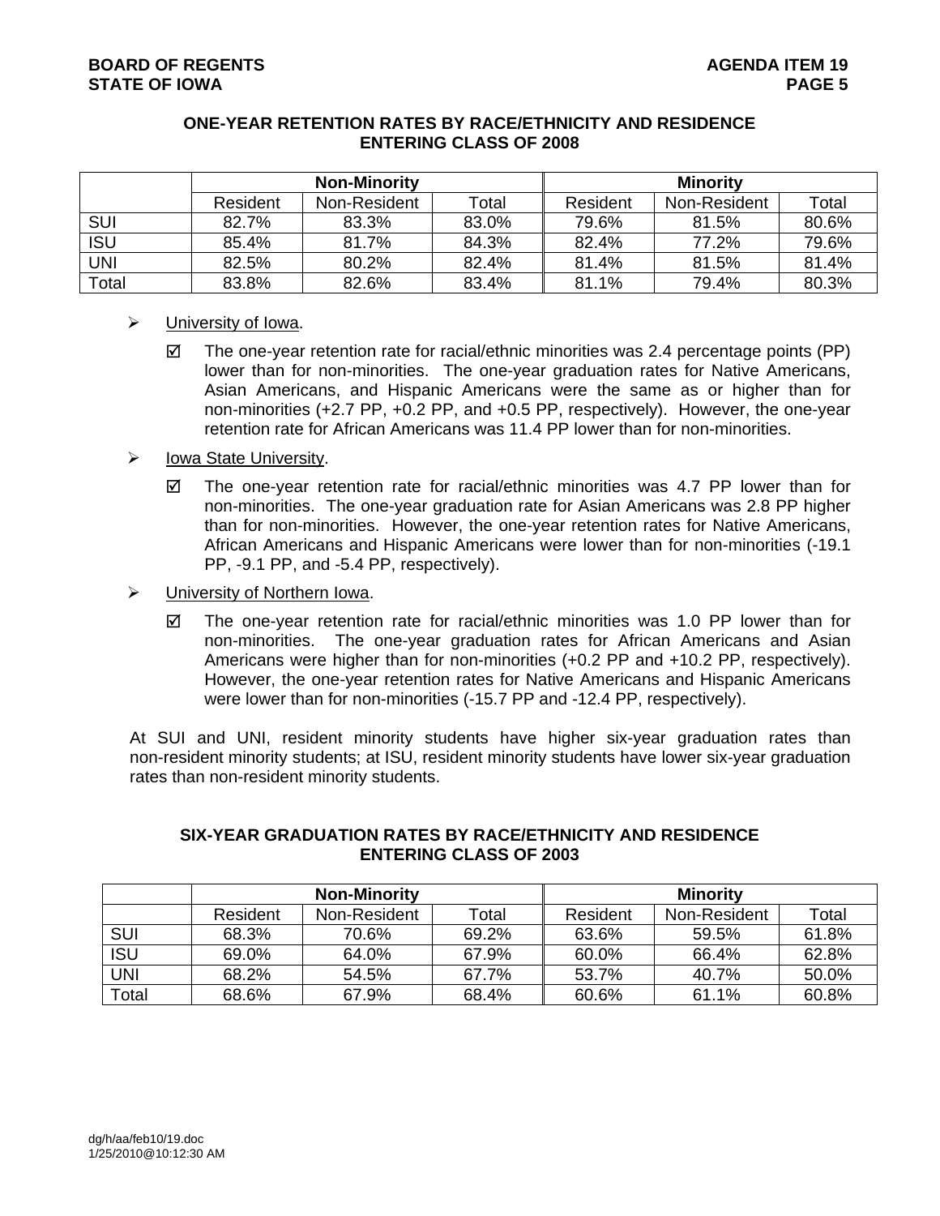### ONE-YEAR RETENTION RATES BY RACE/ETHNICITY AND RESIDENCE ENTERING CLASS OF 2008

| | Non-Minority | | | Minority | | |
|---|---|---|---|---|---|---|
| | Resident | Non-Resident | Total | Resident | Non-Resident | Total |
| SUI | 82.7% | 83.3% | 83.0% | 79.6% | 81.5% | 80.6% |
| ISU | 85.4% | 81.7% | 84.3% | 82.4% | 77.2% | 79.6% |
| UNI | 82.5% | 80.2% | 82.4% | 81.4% | 81.5% | 81.4% |
| Total | 83.8% | 82.6% | 83.4% | 81.1% | 79.4% | 80.3% |

- University of Iowa.
  - ☑ The one-year retention rate for racial/ethnic minorities was 2.4 percentage points (PP) lower than for non-minorities. The one-year graduation rates for Native Americans, Asian Americans, and Hispanic Americans were the same as or higher than for non-minorities (+2.7 PP, +0.2 PP, and +0.5 PP, respectively). However, the one-year retention rate for African Americans was 11.4 PP lower than for non-minorities.
- Iowa State University.
  - ☑ The one-year retention rate for racial/ethnic minorities was 4.7 PP lower than for non-minorities. The one-year graduation rate for Asian Americans was 2.8 PP higher than for non-minorities. However, the one-year retention rates for Native Americans, African Americans and Hispanic Americans were lower than for non-minorities (-19.1 PP, -9.1 PP, and -5.4 PP, respectively).
- University of Northern Iowa.
  - ☑ The one-year retention rate for racial/ethnic minorities was 1.0 PP lower than for non-minorities. The one-year graduation rates for African Americans and Asian Americans were higher than for non-minorities (+0.2 PP and +10.2 PP, respectively). However, the one-year retention rates for Native Americans and Hispanic Americans were lower than for non-minorities (-15.7 PP and -12.4 PP, respectively).

At SUI and UNI, resident minority students have higher six-year graduation rates than non-resident minority students; at ISU, resident minority students have lower six-year graduation rates than non-resident minority students.

### SIX-YEAR GRADUATION RATES BY RACE/ETHNICITY AND RESIDENCE ENTERING CLASS OF 2003

| | Non-Minority | | | Minority | | |
|---|---|---|---|---|---|---|
| | Resident | Non-Resident | Total | Resident | Non-Resident | Total |
| SUI | 68.3% | 70.6% | 69.2% | 63.6% | 59.5% | 61.8% |
| ISU | 69.0% | 64.0% | 67.9% | 60.0% | 66.4% | 62.8% |
| UNI | 68.2% | 54.5% | 67.7% | 53.7% | 40.7% | 50.0% |
| Total | 68.6% | 67.9% | 68.4% | 60.6% | 61.1% | 60.8% |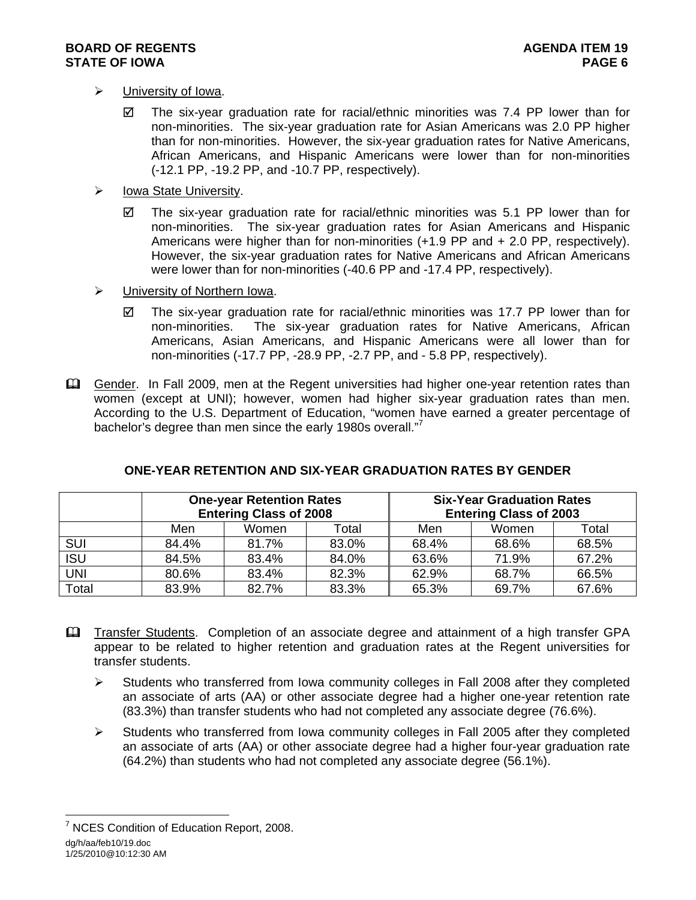- University of Iowa.

  - ☑ The six-year graduation rate for racial/ethnic minorities was 7.4 PP lower than for non-minorities. The six-year graduation rate for Asian Americans was 2.0 PP higher than for non-minorities. However, the six-year graduation rates for Native Americans, African Americans, and Hispanic Americans were lower than for non-minorities (-12.1 PP, -19.2 PP, and -10.7 PP, respectively).

- Iowa State University.

  - ☑ The six-year graduation rate for racial/ethnic minorities was 5.1 PP lower than for non-minorities. The six-year graduation rates for Asian Americans and Hispanic Americans were higher than for non-minorities (+1.9 PP and + 2.0 PP, respectively). However, the six-year graduation rates for Native Americans and African Americans were lower than for non-minorities (-40.6 PP and -17.4 PP, respectively).

- University of Northern Iowa.

  - ☑ The six-year graduation rate for racial/ethnic minorities was 17.7 PP lower than for non-minorities. The six-year graduation rates for Native Americans, African Americans, Asian Americans, and Hispanic Americans were all lower than for non-minorities (-17.7 PP, -28.9 PP, -2.7 PP, and - 5.8 PP, respectively).

Gender. In Fall 2009, men at the Regent universities had higher one-year retention rates than women (except at UNI); however, women had higher six-year graduation rates than men. According to the U.S. Department of Education, "women have earned a greater percentage of bachelor's degree than men since the early 1980s overall."[7]

**ONE-YEAR RETENTION AND SIX-YEAR GRADUATION RATES BY GENDER**

| | One-year Retention Rates Entering Class of 2008 | | | Six-Year Graduation Rates Entering Class of 2003 | | |
|---|---|---|---|---|---|---|
| | Men | Women | Total | Men | Women | Total |
| SUI | 84.4% | 81.7% | 83.0% | 68.4% | 68.6% | 68.5% |
| ISU | 84.5% | 83.4% | 84.0% | 63.6% | 71.9% | 67.2% |
| UNI | 80.6% | 83.4% | 82.3% | 62.9% | 68.7% | 66.5% |
| Total | 83.9% | 82.7% | 83.3% | 65.3% | 69.7% | 67.6% |

Transfer Students. Completion of an associate degree and attainment of a high transfer GPA appear to be related to higher retention and graduation rates at the Regent universities for transfer students.

- Students who transferred from Iowa community colleges in Fall 2008 after they completed an associate of arts (AA) or other associate degree had a higher one-year retention rate (83.3%) than transfer students who had not completed any associate degree (76.6%).

- Students who transferred from Iowa community colleges in Fall 2005 after they completed an associate of arts (AA) or other associate degree had a higher four-year graduation rate (64.2%) than students who had not completed any associate degree (56.1%).

[7] NCES Condition of Education Report, 2008.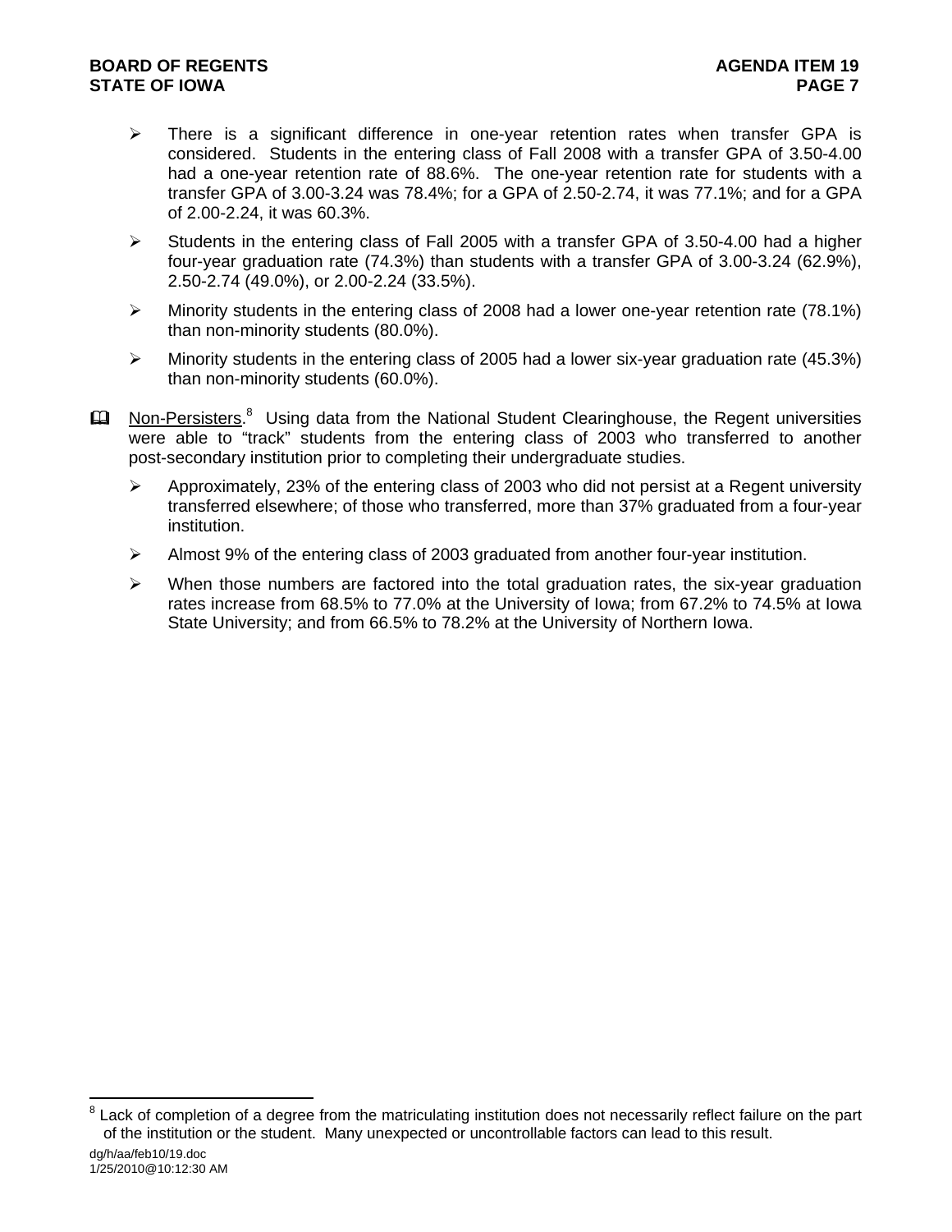- There is a significant difference in one-year retention rates when transfer GPA is considered. Students in the entering class of Fall 2008 with a transfer GPA of 3.50-4.00 had a one-year retention rate of 88.6%. The one-year retention rate for students with a transfer GPA of 3.00-3.24 was 78.4%; for a GPA of 2.50-2.74, it was 77.1%; and for a GPA of 2.00-2.24, it was 60.3%.
- Students in the entering class of Fall 2005 with a transfer GPA of 3.50-4.00 had a higher four-year graduation rate (74.3%) than students with a transfer GPA of 3.00-3.24 (62.9%), 2.50-2.74 (49.0%), or 2.00-2.24 (33.5%).
- Minority students in the entering class of 2008 had a lower one-year retention rate (78.1%) than non-minority students (80.0%).
- Minority students in the entering class of 2005 had a lower six-year graduation rate (45.3%) than non-minority students (60.0%).

<u>Non-Persisters</u>.[8] Using data from the National Student Clearinghouse, the Regent universities were able to "track" students from the entering class of 2003 who transferred to another post-secondary institution prior to completing their undergraduate studies.

- Approximately, 23% of the entering class of 2003 who did not persist at a Regent university transferred elsewhere; of those who transferred, more than 37% graduated from a four-year institution.
- Almost 9% of the entering class of 2003 graduated from another four-year institution.
- When those numbers are factored into the total graduation rates, the six-year graduation rates increase from 68.5% to 77.0% at the University of Iowa; from 67.2% to 74.5% at Iowa State University; and from 66.5% to 78.2% at the University of Northern Iowa.

[8] Lack of completion of a degree from the matriculating institution does not necessarily reflect failure on the part of the institution or the student. Many unexpected or uncontrollable factors can lead to this result.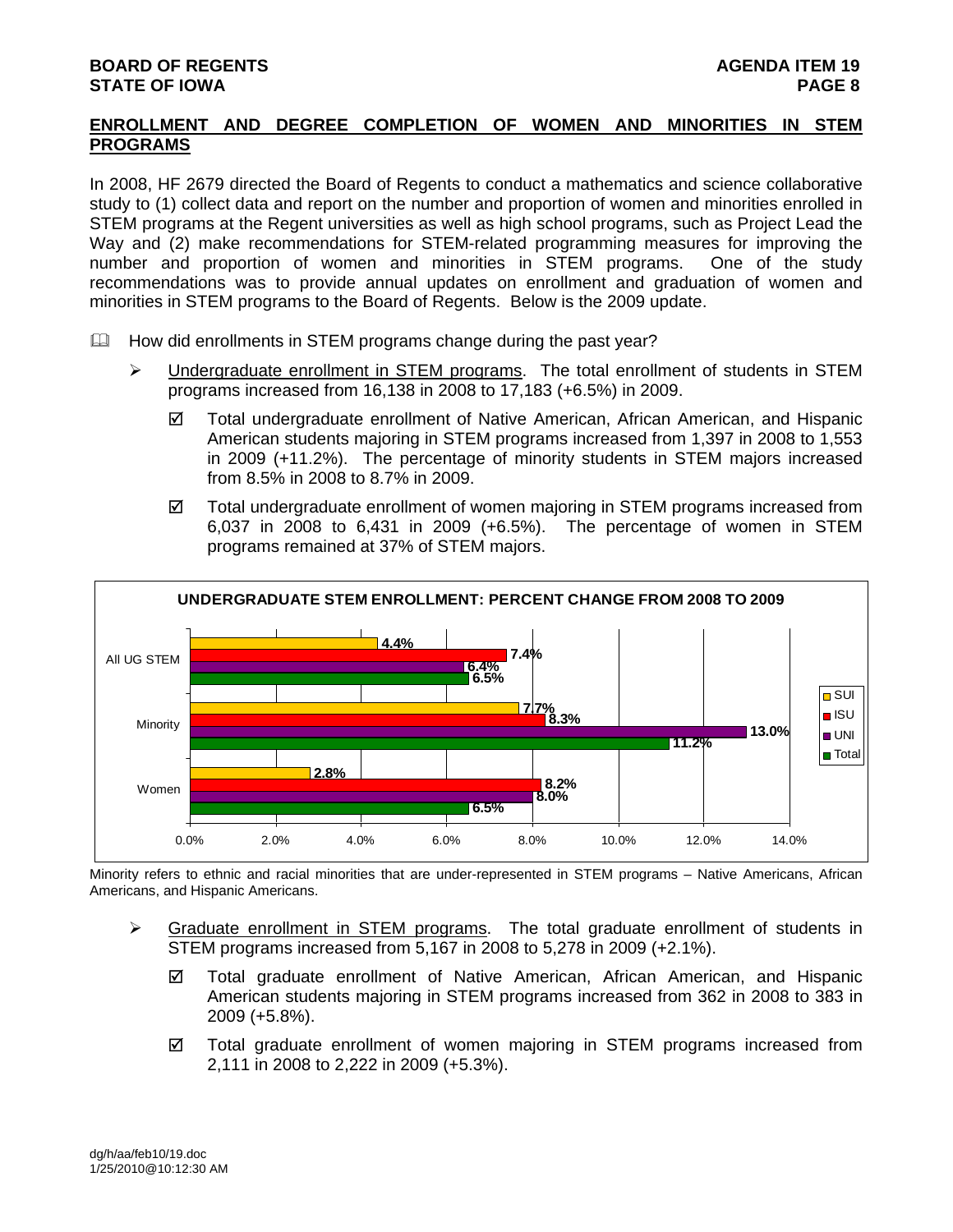## ENROLLMENT AND DEGREE COMPLETION OF WOMEN AND MINORITIES IN STEM PROGRAMS

In 2008, HF 2679 directed the Board of Regents to conduct a mathematics and science collaborative study to (1) collect data and report on the number and proportion of women and minorities enrolled in STEM programs at the Regent universities as well as high school programs, such as Project Lead the Way and (2) make recommendations for STEM-related programming measures for improving the number and proportion of women and minorities in STEM programs. One of the study recommendations was to provide annual updates on enrollment and graduation of women and minorities in STEM programs to the Board of Regents. Below is the 2009 update.

- How did enrollments in STEM programs change during the past year?
  - Undergraduate enrollment in STEM programs. The total enrollment of students in STEM programs increased from 16,138 in 2008 to 17,183 (+6.5%) in 2009.
    - ☑ Total undergraduate enrollment of Native American, African American, and Hispanic American students majoring in STEM programs increased from 1,397 in 2008 to 1,553 in 2009 (+11.2%). The percentage of minority students in STEM majors increased from 8.5% in 2008 to 8.7% in 2009.
    - ☑ Total undergraduate enrollment of women majoring in STEM programs increased from 6,037 in 2008 to 6,431 in 2009 (+6.5%). The percentage of women in STEM programs remained at 37% of STEM majors.

**UNDERGRADUATE STEM ENROLLMENT: PERCENT CHANGE FROM 2008 TO 2009**

| | SUI | ISU | UNI | Total |
|---|---|---|---|---|
| All UG STEM | 4.4% | 7.4% | 6.4% | 6.5% |
| Minority | 7.7% | 8.3% | 13.0% | 11.2% |
| Women | 2.8% | 8.2% | 8.0% | 6.5% |

Minority refers to ethnic and racial minorities that are under-represented in STEM programs – Native Americans, African Americans, and Hispanic Americans.

  - Graduate enrollment in STEM programs. The total graduate enrollment of students in STEM programs increased from 5,167 in 2008 to 5,278 in 2009 (+2.1%).
    - ☑ Total graduate enrollment of Native American, African American, and Hispanic American students majoring in STEM programs increased from 362 in 2008 to 383 in 2009 (+5.8%).
    - ☑ Total graduate enrollment of women majoring in STEM programs increased from 2,111 in 2008 to 2,222 in 2009 (+5.3%).

dg/h/aa/feb10/19.doc
1/25/2010@10:12:30 AM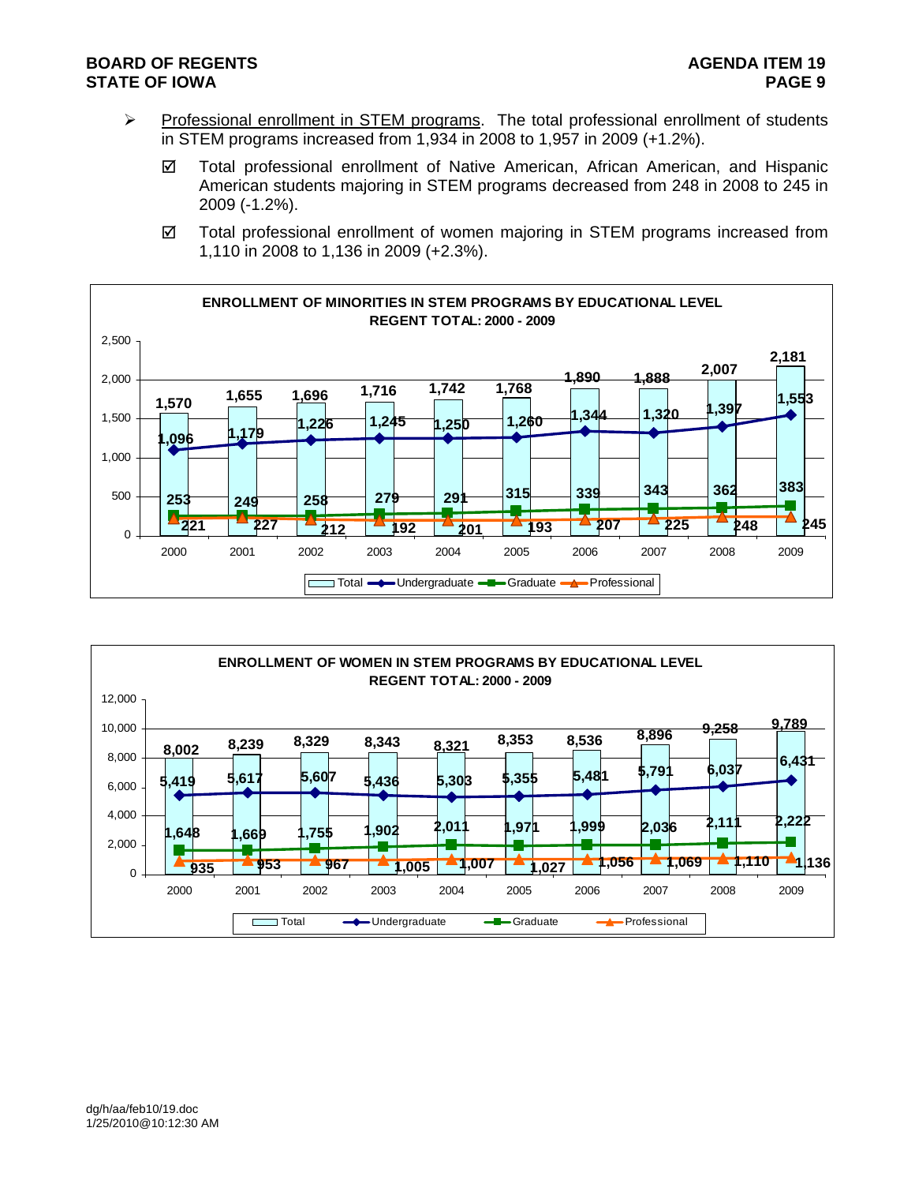- Professional enrollment in STEM programs. The total professional enrollment of students in STEM programs increased from 1,934 in 2008 to 1,957 in 2009 (+1.2%).

  - ☑ Total professional enrollment of Native American, African American, and Hispanic American students majoring in STEM programs decreased from 248 in 2008 to 245 in 2009 (-1.2%).

  - ☑ Total professional enrollment of women majoring in STEM programs increased from 1,110 in 2008 to 1,136 in 2009 (+2.3%).

**ENROLLMENT OF MINORITIES IN STEM PROGRAMS BY EDUCATIONAL LEVEL**
**REGENT TOTAL: 2000 - 2009**

| Year | Total | Undergraduate | Graduate | Professional |
|---|---|---|---|---|
| 2000 | 1,570 | 1,096 | 253 | 221 |
| 2001 | 1,655 | 1,179 | 249 | 227 |
| 2002 | 1,696 | 1,226 | 258 | 212 |
| 2003 | 1,716 | 1,245 | 279 | 192 |
| 2004 | 1,742 | 1,250 | 291 | 201 |
| 2005 | 1,768 | 1,260 | 315 | 193 |
| 2006 | 1,890 | 1,344 | 339 | 207 |
| 2007 | 1,888 | 1,320 | 343 | 225 |
| 2008 | 2,007 | 1,397 | 362 | 248 |
| 2009 | 2,181 | 1,553 | 383 | 245 |

**ENROLLMENT OF WOMEN IN STEM PROGRAMS BY EDUCATIONAL LEVEL**
**REGENT TOTAL: 2000 - 2009**

| Year | Total | Undergraduate | Graduate | Professional |
|---|---|---|---|---|
| 2000 | 8,002 | 5,419 | 1,648 | 935 |
| 2001 | 8,239 | 5,617 | 1,669 | 953 |
| 2002 | 8,329 | 5,607 | 1,755 | 967 |
| 2003 | 8,343 | 5,436 | 1,902 | 1,005 |
| 2004 | 8,321 | 5,303 | 2,011 | 1,007 |
| 2005 | 8,353 | 5,355 | 1,971 | 1,027 |
| 2006 | 8,536 | 5,481 | 1,999 | 1,056 |
| 2007 | 8,896 | 5,791 | 2,036 | 1,069 |
| 2008 | 9,258 | 6,037 | 2,111 | 1,110 |
| 2009 | 9,789 | 6,431 | 2,222 | 1,136 |

dg/h/aa/feb10/19.doc
1/25/2010@10:12:30 AM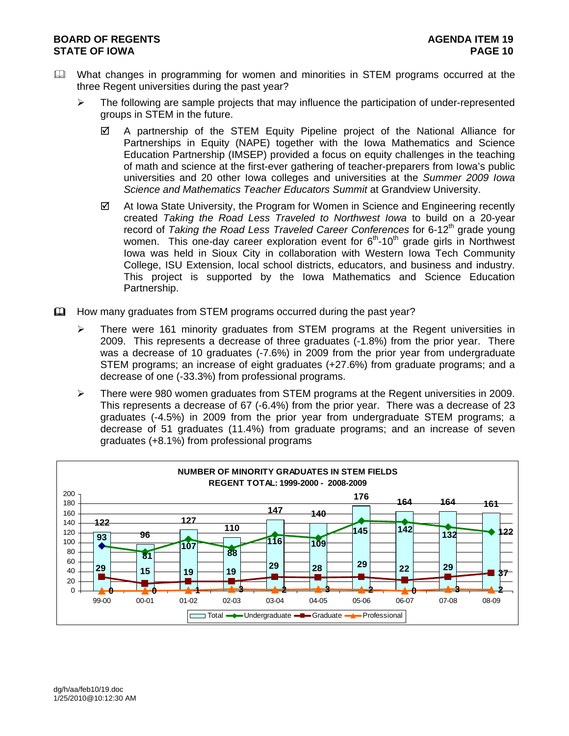- What changes in programming for women and minorities in STEM programs occurred at the three Regent universities during the past year?

  - The following are sample projects that may influence the participation of under-represented groups in STEM in the future.

    - ☑ A partnership of the STEM Equity Pipeline project of the National Alliance for Partnerships in Equity (NAPE) together with the Iowa Mathematics and Science Education Partnership (IMSEP) provided a focus on equity challenges in the teaching of math and science at the first-ever gathering of teacher-preparers from Iowa's public universities and 20 other Iowa colleges and universities at the *Summer 2009 Iowa Science and Mathematics Teacher Educators Summit* at Grandview University.

    - ☑ At Iowa State University, the Program for Women in Science and Engineering recently created *Taking the Road Less Traveled to Northwest Iowa* to build on a 20-year record of *Taking the Road Less Traveled Career Conferences* for 6-12th grade young women. This one-day career exploration event for 6th-10th grade girls in Northwest Iowa was held in Sioux City in collaboration with Western Iowa Tech Community College, ISU Extension, local school districts, educators, and business and industry. This project is supported by the Iowa Mathematics and Science Education Partnership.

- How many graduates from STEM programs occurred during the past year?

  - There were 161 minority graduates from STEM programs at the Regent universities in 2009. This represents a decrease of three graduates (-1.8%) from the prior year. There was a decrease of 10 graduates (-7.6%) in 2009 from the prior year from undergraduate STEM programs; an increase of eight graduates (+27.6%) from graduate programs; and a decrease of one (-33.3%) from professional programs.

  - There were 980 women graduates from STEM programs at the Regent universities in 2009. This represents a decrease of 67 (-6.4%) from the prior year. There was a decrease of 23 graduates (-4.5%) in 2009 from the prior year from undergraduate STEM programs; a decrease of 51 graduates (11.4%) from graduate programs; and an increase of seven graduates (+8.1%) from professional programs

**NUMBER OF MINORITY GRADUATES IN STEM FIELDS**
**REGENT TOTAL: 1999-2000 - 2008-2009**

| | 99-00 | 00-01 | 01-02 | 02-03 | 03-04 | 04-05 | 05-06 | 06-07 | 07-08 | 08-09 |
|---|---|---|---|---|---|---|---|---|---|---|
| Total | 122 | 96 | 127 | 110 | 147 | 140 | 176 | 164 | 164 | 161 |
| Undergraduate | 93 | 81 | 107 | 88 | 116 | 109 | 145 | 142 | 132 | 122 |
| Graduate | 29 | 15 | 19 | 19 | 29 | 28 | 29 | 22 | 29 | 37 |
| Professional | 0 | 0 | 1 | 3 | 2 | 3 | 2 | 0 | 3 | 2 |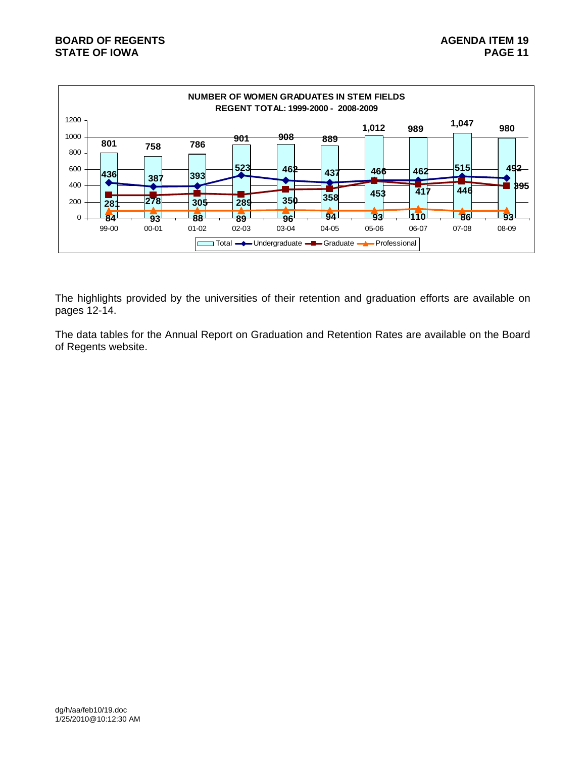**NUMBER OF WOMEN GRADUATES IN STEM FIELDS**
**REGENT TOTAL: 1999-2000 - 2008-2009**

| Year | Total | Undergraduate | Graduate | Professional |
|---|---|---|---|---|
| 99-00 | 801 | 436 | 281 | 84 |
| 00-01 | 758 | 387 | 278 | 93 |
| 01-02 | 786 | 393 | 305 | 88 |
| 02-03 | 901 | 523 | 289 | 89 |
| 03-04 | 908 | 462 | 350 | 96 |
| 04-05 | 889 | 437 | 358 | 94 |
| 05-06 | 1,012 | 466 | 453 | 93 |
| 06-07 | 989 | 462 | 417 | 110 |
| 07-08 | 1,047 | 515 | 446 | 86 |
| 08-09 | 980 | 492 | 395 | 93 |

The highlights provided by the universities of their retention and graduation efforts are available on pages 12-14.

The data tables for the Annual Report on Graduation and Retention Rates are available on the Board of Regents website.

dg/h/aa/feb10/19.doc
1/25/2010@10:12:30 AM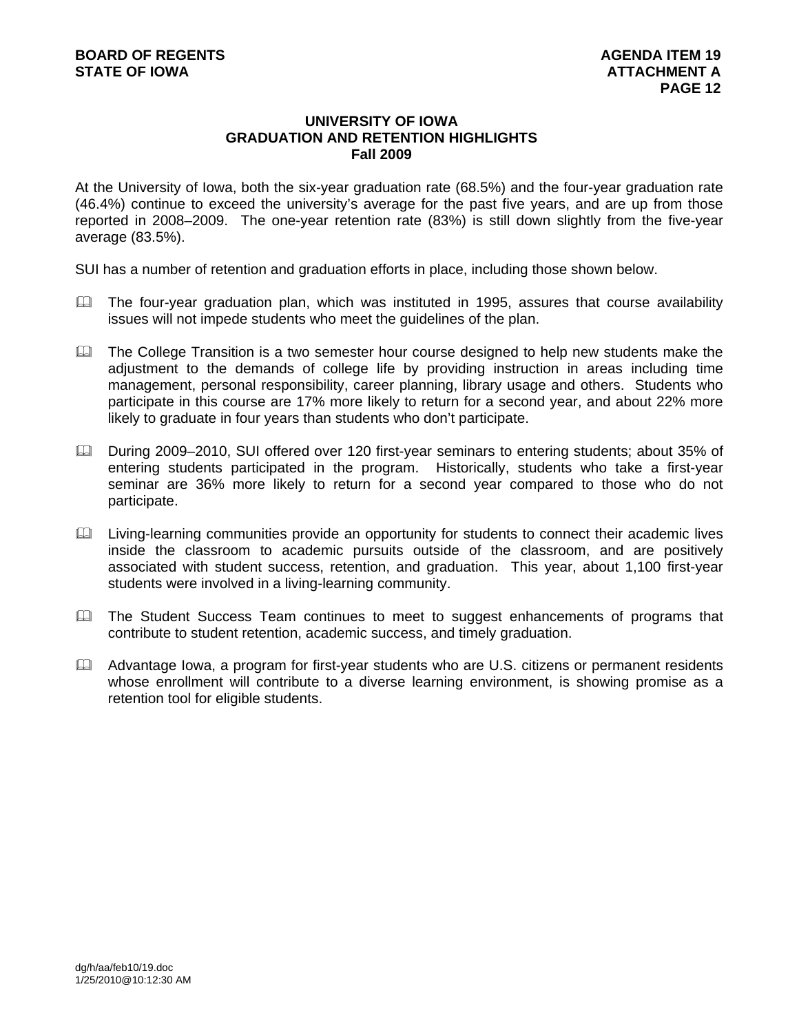## UNIVERSITY OF IOWA
## GRADUATION AND RETENTION HIGHLIGHTS
## Fall 2009

At the University of Iowa, both the six-year graduation rate (68.5%) and the four-year graduation rate (46.4%) continue to exceed the university's average for the past five years, and are up from those reported in 2008–2009. The one-year retention rate (83%) is still down slightly from the five-year average (83.5%).

SUI has a number of retention and graduation efforts in place, including those shown below.

- The four-year graduation plan, which was instituted in 1995, assures that course availability issues will not impede students who meet the guidelines of the plan.
- The College Transition is a two semester hour course designed to help new students make the adjustment to the demands of college life by providing instruction in areas including time management, personal responsibility, career planning, library usage and others. Students who participate in this course are 17% more likely to return for a second year, and about 22% more likely to graduate in four years than students who don't participate.
- During 2009–2010, SUI offered over 120 first-year seminars to entering students; about 35% of entering students participated in the program. Historically, students who take a first-year seminar are 36% more likely to return for a second year compared to those who do not participate.
- Living-learning communities provide an opportunity for students to connect their academic lives inside the classroom to academic pursuits outside of the classroom, and are positively associated with student success, retention, and graduation. This year, about 1,100 first-year students were involved in a living-learning community.
- The Student Success Team continues to meet to suggest enhancements of programs that contribute to student retention, academic success, and timely graduation.
- Advantage Iowa, a program for first-year students who are U.S. citizens or permanent residents whose enrollment will contribute to a diverse learning environment, is showing promise as a retention tool for eligible students.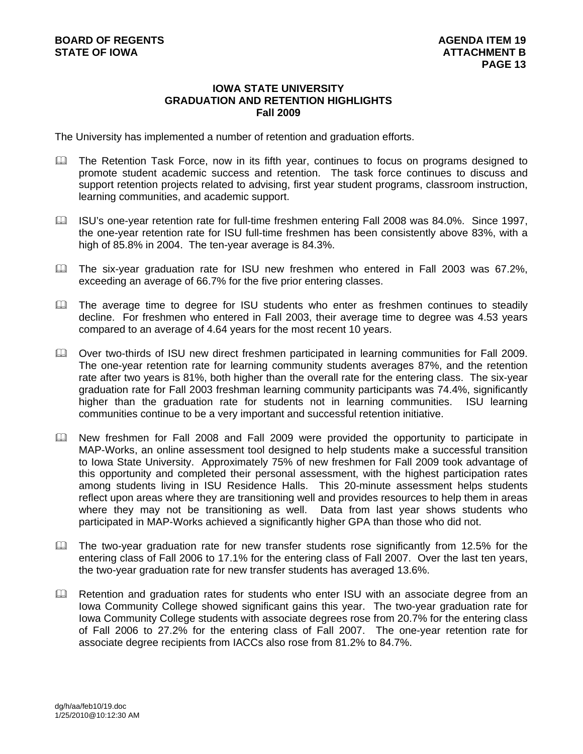# IOWA STATE UNIVERSITY
## GRADUATION AND RETENTION HIGHLIGHTS
### Fall 2009

The University has implemented a number of retention and graduation efforts.

- The Retention Task Force, now in its fifth year, continues to focus on programs designed to promote student academic success and retention. The task force continues to discuss and support retention projects related to advising, first year student programs, classroom instruction, learning communities, and academic support.

- ISU's one-year retention rate for full-time freshmen entering Fall 2008 was 84.0%. Since 1997, the one-year retention rate for ISU full-time freshmen has been consistently above 83%, with a high of 85.8% in 2004. The ten-year average is 84.3%.

- The six-year graduation rate for ISU new freshmen who entered in Fall 2003 was 67.2%, exceeding an average of 66.7% for the five prior entering classes.

- The average time to degree for ISU students who enter as freshmen continues to steadily decline. For freshmen who entered in Fall 2003, their average time to degree was 4.53 years compared to an average of 4.64 years for the most recent 10 years.

- Over two-thirds of ISU new direct freshmen participated in learning communities for Fall 2009. The one-year retention rate for learning community students averages 87%, and the retention rate after two years is 81%, both higher than the overall rate for the entering class. The six-year graduation rate for Fall 2003 freshman learning community participants was 74.4%, significantly higher than the graduation rate for students not in learning communities. ISU learning communities continue to be a very important and successful retention initiative.

- New freshmen for Fall 2008 and Fall 2009 were provided the opportunity to participate in MAP-Works, an online assessment tool designed to help students make a successful transition to Iowa State University. Approximately 75% of new freshmen for Fall 2009 took advantage of this opportunity and completed their personal assessment, with the highest participation rates among students living in ISU Residence Halls. This 20-minute assessment helps students reflect upon areas where they are transitioning well and provides resources to help them in areas where they may not be transitioning as well. Data from last year shows students who participated in MAP-Works achieved a significantly higher GPA than those who did not.

- The two-year graduation rate for new transfer students rose significantly from 12.5% for the entering class of Fall 2006 to 17.1% for the entering class of Fall 2007. Over the last ten years, the two-year graduation rate for new transfer students has averaged 13.6%.

- Retention and graduation rates for students who enter ISU with an associate degree from an Iowa Community College showed significant gains this year. The two-year graduation rate for Iowa Community College students with associate degrees rose from 20.7% for the entering class of Fall 2006 to 27.2% for the entering class of Fall 2007. The one-year retention rate for associate degree recipients from IACCs also rose from 81.2% to 84.7%.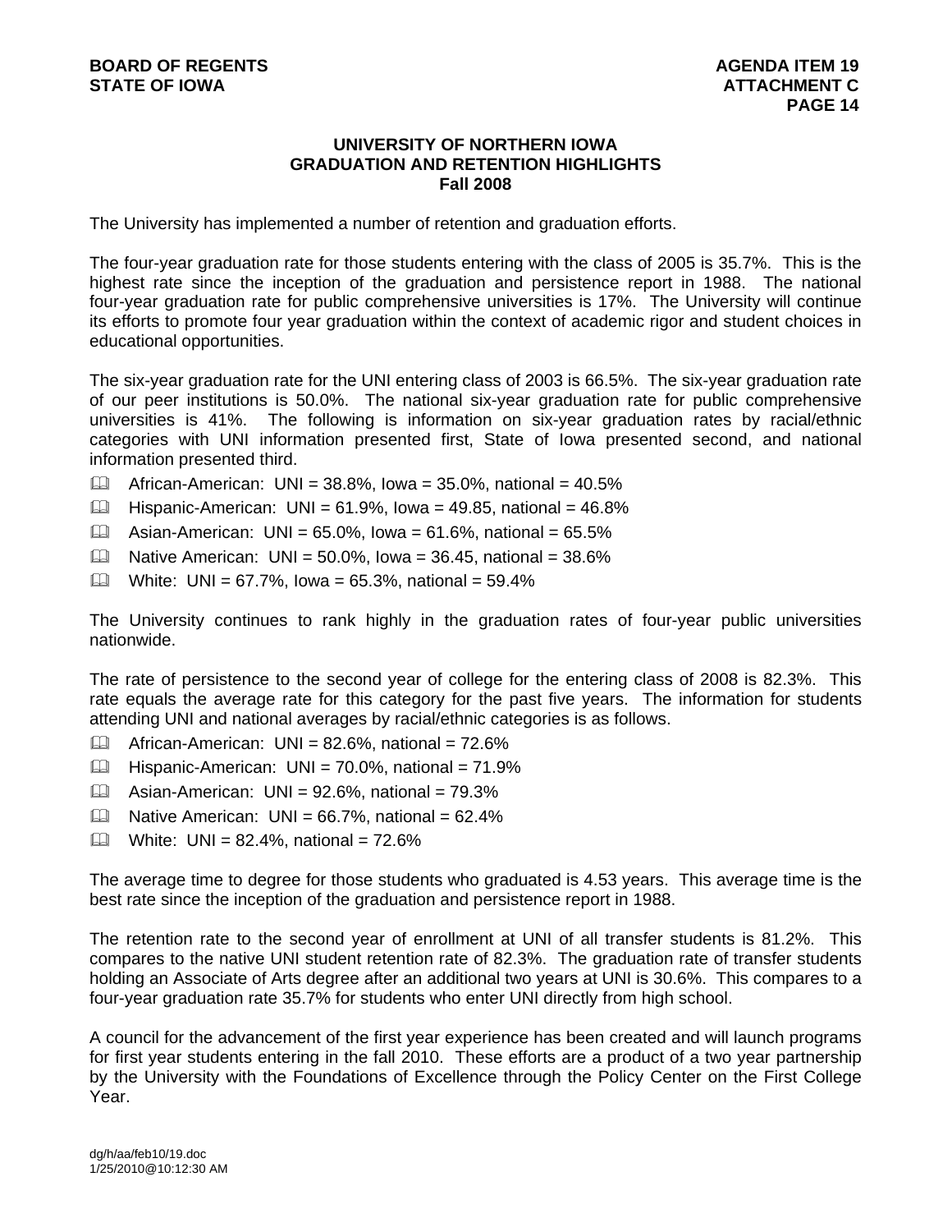## UNIVERSITY OF NORTHERN IOWA
## GRADUATION AND RETENTION HIGHLIGHTS
## Fall 2008

The University has implemented a number of retention and graduation efforts.

The four-year graduation rate for those students entering with the class of 2005 is 35.7%. This is the highest rate since the inception of the graduation and persistence report in 1988. The national four-year graduation rate for public comprehensive universities is 17%. The University will continue its efforts to promote four year graduation within the context of academic rigor and student choices in educational opportunities.

The six-year graduation rate for the UNI entering class of 2003 is 66.5%. The six-year graduation rate of our peer institutions is 50.0%. The national six-year graduation rate for public comprehensive universities is 41%. The following is information on six-year graduation rates by racial/ethnic categories with UNI information presented first, State of Iowa presented second, and national information presented third.

- African-American: UNI = 38.8%, Iowa = 35.0%, national = 40.5%
- Hispanic-American: UNI = 61.9%, Iowa = 49.85, national = 46.8%
- Asian-American: UNI = 65.0%, Iowa = 61.6%, national = 65.5%
- Native American: UNI = 50.0%, Iowa = 36.45, national = 38.6%
- White: UNI = 67.7%, Iowa = 65.3%, national = 59.4%

The University continues to rank highly in the graduation rates of four-year public universities nationwide.

The rate of persistence to the second year of college for the entering class of 2008 is 82.3%. This rate equals the average rate for this category for the past five years. The information for students attending UNI and national averages by racial/ethnic categories is as follows.

- African-American: UNI = 82.6%, national = 72.6%
- Hispanic-American: UNI = 70.0%, national = 71.9%
- Asian-American: UNI = 92.6%, national = 79.3%
- Native American: UNI = 66.7%, national = 62.4%
- White: UNI = 82.4%, national = 72.6%

The average time to degree for those students who graduated is 4.53 years. This average time is the best rate since the inception of the graduation and persistence report in 1988.

The retention rate to the second year of enrollment at UNI of all transfer students is 81.2%. This compares to the native UNI student retention rate of 82.3%. The graduation rate of transfer students holding an Associate of Arts degree after an additional two years at UNI is 30.6%. This compares to a four-year graduation rate 35.7% for students who enter UNI directly from high school.

A council for the advancement of the first year experience has been created and will launch programs for first year students entering in the fall 2010. These efforts are a product of a two year partnership by the University with the Foundations of Excellence through the Policy Center on the First College Year.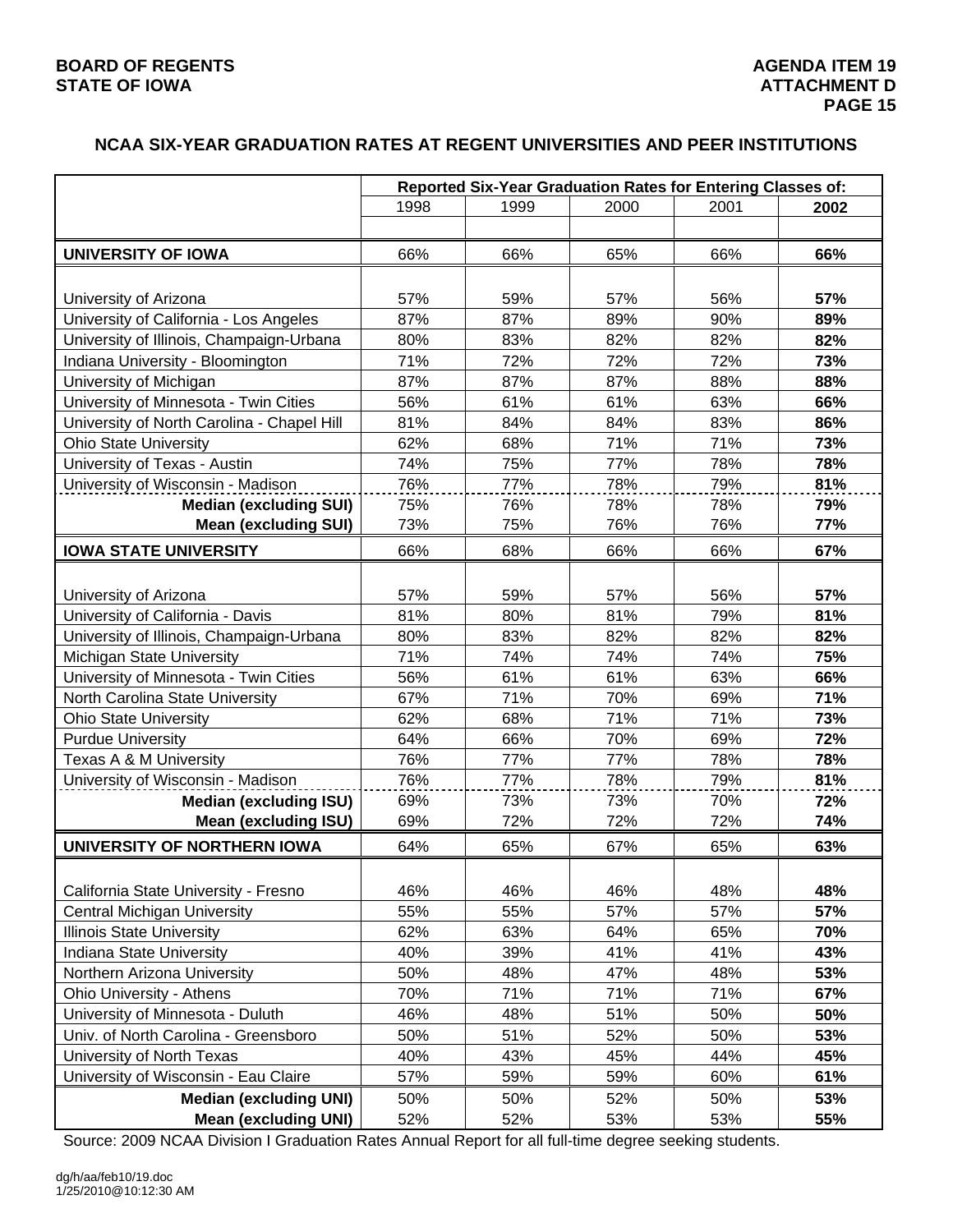**BOARD OF REGENTS**
**STATE OF IOWA**

**AGENDA ITEM 19**
**ATTACHMENT D**
**PAGE 15**

## NCAA SIX-YEAR GRADUATION RATES AT REGENT UNIVERSITIES AND PEER INSTITUTIONS

| | Reported Six-Year Graduation Rates for Entering Classes of: | | | | |
|---|---|---|---|---|---|
| | 1998 | 1999 | 2000 | 2001 | **2002** |
| **UNIVERSITY OF IOWA** | 66% | 66% | 65% | 66% | **66%** |
| University of Arizona | 57% | 59% | 57% | 56% | **57%** |
| University of California - Los Angeles | 87% | 87% | 89% | 90% | **89%** |
| University of Illinois, Champaign-Urbana | 80% | 83% | 82% | 82% | **82%** |
| Indiana University - Bloomington | 71% | 72% | 72% | 72% | **73%** |
| University of Michigan | 87% | 87% | 87% | 88% | **88%** |
| University of Minnesota - Twin Cities | 56% | 61% | 61% | 63% | **66%** |
| University of North Carolina - Chapel Hill | 81% | 84% | 84% | 83% | **86%** |
| Ohio State University | 62% | 68% | 71% | 71% | **73%** |
| University of Texas - Austin | 74% | 75% | 77% | 78% | **78%** |
| University of Wisconsin - Madison | 76% | 77% | 78% | 79% | **81%** |
| **Median (excluding SUI)** | 75% | 76% | 78% | 78% | **79%** |
| **Mean (excluding SUI)** | 73% | 75% | 76% | 76% | **77%** |
| **IOWA STATE UNIVERSITY** | 66% | 68% | 66% | 66% | **67%** |
| University of Arizona | 57% | 59% | 57% | 56% | **57%** |
| University of California - Davis | 81% | 80% | 81% | 79% | **81%** |
| University of Illinois, Champaign-Urbana | 80% | 83% | 82% | 82% | **82%** |
| Michigan State University | 71% | 74% | 74% | 74% | **75%** |
| University of Minnesota - Twin Cities | 56% | 61% | 61% | 63% | **66%** |
| North Carolina State University | 67% | 71% | 70% | 69% | **71%** |
| Ohio State University | 62% | 68% | 71% | 71% | **73%** |
| Purdue University | 64% | 66% | 70% | 69% | **72%** |
| Texas A & M University | 76% | 77% | 77% | 78% | **78%** |
| University of Wisconsin - Madison | 76% | 77% | 78% | 79% | **81%** |
| **Median (excluding ISU)** | 69% | 73% | 73% | 70% | **72%** |
| **Mean (excluding ISU)** | 69% | 72% | 72% | 72% | **74%** |
| **UNIVERSITY OF NORTHERN IOWA** | 64% | 65% | 67% | 65% | **63%** |
| California State University - Fresno | 46% | 46% | 46% | 48% | **48%** |
| Central Michigan University | 55% | 55% | 57% | 57% | **57%** |
| Illinois State University | 62% | 63% | 64% | 65% | **70%** |
| Indiana State University | 40% | 39% | 41% | 41% | **43%** |
| Northern Arizona University | 50% | 48% | 47% | 48% | **53%** |
| Ohio University - Athens | 70% | 71% | 71% | 71% | **67%** |
| University of Minnesota - Duluth | 46% | 48% | 51% | 50% | **50%** |
| Univ. of North Carolina - Greensboro | 50% | 51% | 52% | 50% | **53%** |
| University of North Texas | 40% | 43% | 45% | 44% | **45%** |
| University of Wisconsin - Eau Claire | 57% | 59% | 59% | 60% | **61%** |
| **Median (excluding UNI)** | 50% | 50% | 52% | 50% | **53%** |
| **Mean (excluding UNI)** | 52% | 52% | 53% | 53% | **55%** |

Source: 2009 NCAA Division I Graduation Rates Annual Report for all full-time degree seeking students.

dg/h/aa/feb10/19.doc
1/25/2010@10:12:30 AM